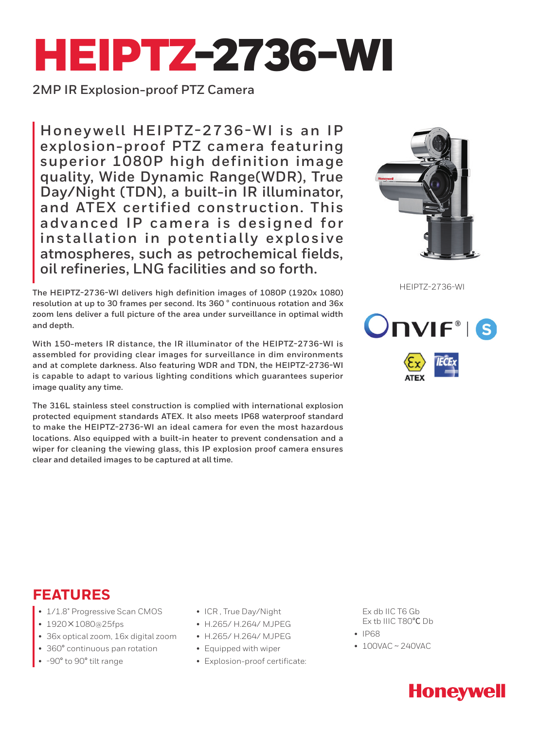# HEIPTZ-2736-WI

2MP IR Explosion-proof PTZ Camera

**Honeywell HEIPTZ-2736-WI is an IP explosion-proof PTZ camera featuring superior 1080P high definition image quality, Wide Dynamic Range(WDR), True Day/Night (TDN), a built-in IR illuminator, and ATEX certified construction. This advanced IP camera is designed for installation in potentially explosive atmospheres, such as petrochemical fields, oil refineries, LNG facilities and so forth.**

HEIPTZ-2736-WI

The HEIPTZ-2736-WI delivers high definition images of 1080P (1920x 1080) resolution at up to 30 frames per second. Its 360 ° continuous rotation and 36x zoom lens deliver a full picture of the area under surveillance in optimal width and depth.

With 150-meters IR distance, the IR illuminator of the HEIPTZ-2736-WI is assembled for providing clear images for surveillance in dim environments and at complete darkness. Also featuring WDR and TDN, the HEIPTZ-2736-WI is capable to adapt to various lighting conditions which guarantees superior image quality any time.

The 316L stainless steel construction is complied with international explosion protected equipment standards ATEX. It also meets IP68 waterproof standard to make the HEIPTZ-2736-WI an ideal camera for even the most hazardous locations. Also equipped with a built-in heater to prevent condensation and a wiper for cleaning the viewing glass, this IP explosion proof camera ensures clear and detailed images to be captured at all time.

## FEATURES

- 1/1.8" Progressive Scan CMOS
- 1920×1080@25fps
- 36x optical zoom, 16x digital zoom
- 360° continuous pan rotation
- -90° to 90° tilt range
- ICR , True Day/Night
- H.265/ H.264/ MJPEG
- H.265/ H.264/ MJPEG
- Equipped with wiper
- Explosion-proof certificate:
  Ex db IIC T6 Gb
  Ex tb IIIC T80℃ Db
- IP68
- 100VAC ~ 240VAC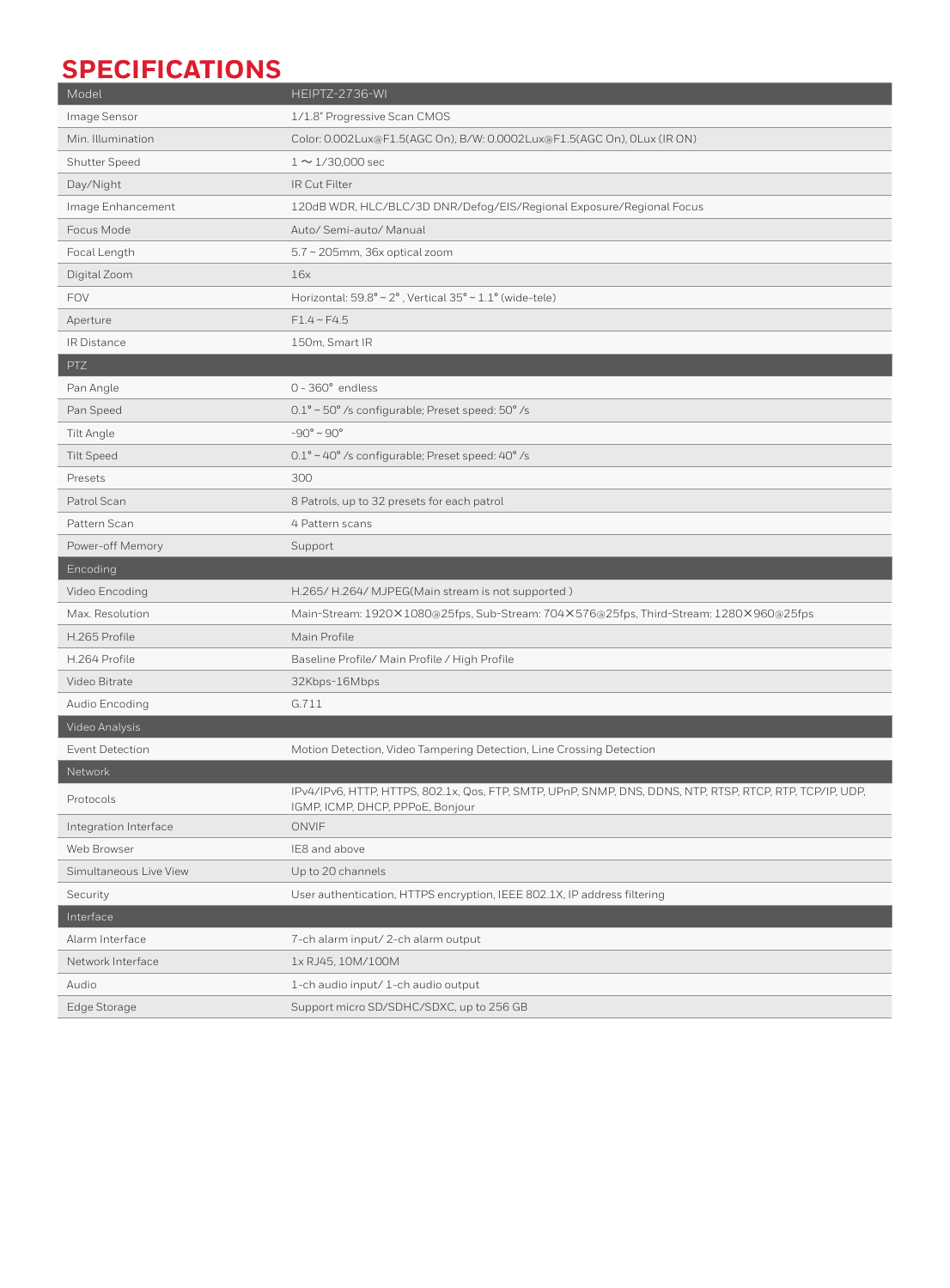# SPECIFICATIONS

| Model | HEIPTZ-2736-WI |
| --- | --- |
| Image Sensor | 1/1.8" Progressive Scan CMOS |
| Min. Illumination | Color: 0.002Lux@F1.5(AGC On), B/W: 0.0002Lux@F1.5(AGC On), 0Lux (IR ON) |
| Shutter Speed | 1 ~ 1/30,000 sec |
| Day/Night | IR Cut Filter |
| Image Enhancement | 120dB WDR, HLC/BLC/3D DNR/Defog/EIS/Regional Exposure/Regional Focus |
| Focus Mode | Auto/ Semi-auto/ Manual |
| Focal Length | 5.7 ~ 205mm, 36x optical zoom |
| Digital Zoom | 16x |
| FOV | Horizontal: 59.8° ~ 2° , Vertical 35° ~ 1.1° (wide-tele) |
| Aperture | F1.4 ~ F4.5 |
| IR Distance | 150m, Smart IR |
| **PTZ** | |
| Pan Angle | 0 - 360° endless |
| Pan Speed | 0.1° ~ 50° /s configurable; Preset speed: 50° /s |
| Tilt Angle | -90° ~ 90° |
| Tilt Speed | 0.1° ~ 40° /s configurable; Preset speed: 40° /s |
| Presets | 300 |
| Patrol Scan | 8 Patrols, up to 32 presets for each patrol |
| Pattern Scan | 4 Pattern scans |
| Power-off Memory | Support |
| **Encoding** | |
| Video Encoding | H.265/ H.264/ MJPEG(Main stream is not supported ) |
| Max. Resolution | Main-Stream: 1920×1080@25fps, Sub-Stream: 704×576@25fps, Third-Stream: 1280×960@25fps |
| H.265 Profile | Main Profile |
| H.264 Profile | Baseline Profile/ Main Profile / High Profile |
| Video Bitrate | 32Kbps-16Mbps |
| Audio Encoding | G.711 |
| **Video Analysis** | |
| Event Detection | Motion Detection, Video Tampering Detection, Line Crossing Detection |
| **Network** | |
| Protocols | IPv4/IPv6, HTTP, HTTPS, 802.1x, Qos, FTP, SMTP, UPnP, SNMP, DNS, DDNS, NTP, RTSP, RTCP, RTP, TCP/IP, UDP, IGMP, ICMP, DHCP, PPPoE, Bonjour |
| Integration Interface | ONVIF |
| Web Browser | IE8 and above |
| Simultaneous Live View | Up to 20 channels |
| Security | User authentication, HTTPS encryption, IEEE 802.1X, IP address filtering |
| **Interface** | |
| Alarm Interface | 7-ch alarm input/ 2-ch alarm output |
| Network Interface | 1x RJ45, 10M/100M |
| Audio | 1-ch audio input/ 1-ch audio output |
| Edge Storage | Support micro SD/SDHC/SDXC, up to 256 GB |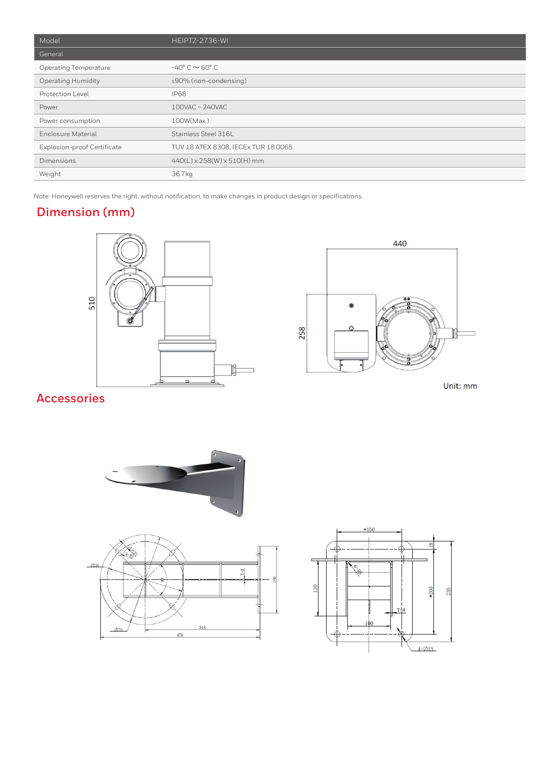| Model | HEIPTZ-2736-WI |
| --- | --- |
| **General** | |
| Operating Temperature | -40° C ~ 60° C |
| Operating Humidity | ≤90% (non-condensing) |
| Protection Level | IP68 |
| Power | 100VAC ~ 240VAC |
| Power consumption | 100W(Max.) |
| Enclosure Material | Stainless Steel 316L |
| Explosion-proof Certificate | TUV 18 ATEX 8308, IECEx TUR 18.0065 |
| Dimensions | 440(L) x 258(W) x 510(H) mm |
| Weight | 36.7kg |

Note: Honeywell reserves the right, without notification, to make changes in product design or specifications.

## Dimension (mm)

510

440

258

Unit: mm

## Accessories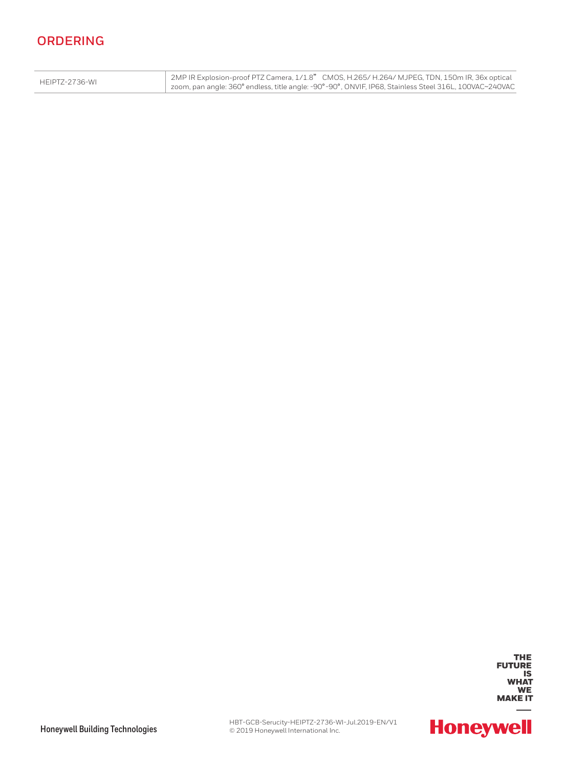## ORDERING

| | |
|---|---|
| HEIPTZ-2736-WI | 2MP IR Explosion-proof PTZ Camera, 1/1.8" CMOS, H.265/ H.264/ MJPEG, TDN, 150m IR, 36x optical zoom, pan angle: 360° endless, title angle: -90°-90°, ONVIF, IP68, Stainless Steel 316L, 100VAC~240VAC |

THE FUTURE IS WHAT WE MAKE IT

Honeywell Building Technologies

HBT-GCB-Serucity-HEIPTZ-2736-WI-Jul.2019-EN/V1
© 2019 Honeywell International Inc.

Honeywell